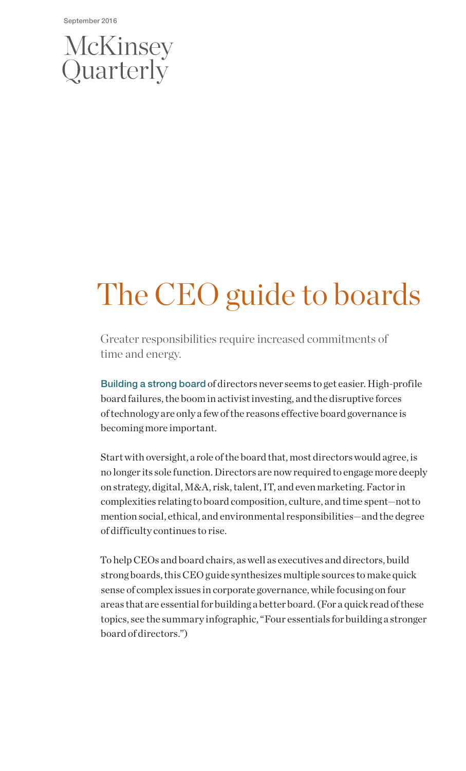September 2016

McKinsey Quarterly

# The CEO guide to boards

Greater responsibilities require increased commitments of time and energy.

Building a strong board of directors never seems to get easier. High-profile board failures, the boom in activist investing, and the disruptive forces of technology are only a few of the reasons effective board governance is becoming more important.

Start with oversight, a role of the board that, most directors would agree, is no longer its sole function. Directors are now required to engage more deeply on strategy, digital, M&A, risk, talent, IT, and even marketing. Factor in complexities relating to board composition, culture, and time spent—not to mention social, ethical, and environmental responsibilities—and the degree of difficulty continues to rise.

To help CEOs and board chairs, as well as executives and directors, build strong boards, this CEO guide synthesizes multiple sources to make quick sense of complex issues in corporate governance, while focusing on four areas that are essential for building a better board. (For a quick read of these topics, see the summary infographic, "Four essentials for building a stronger board of directors.")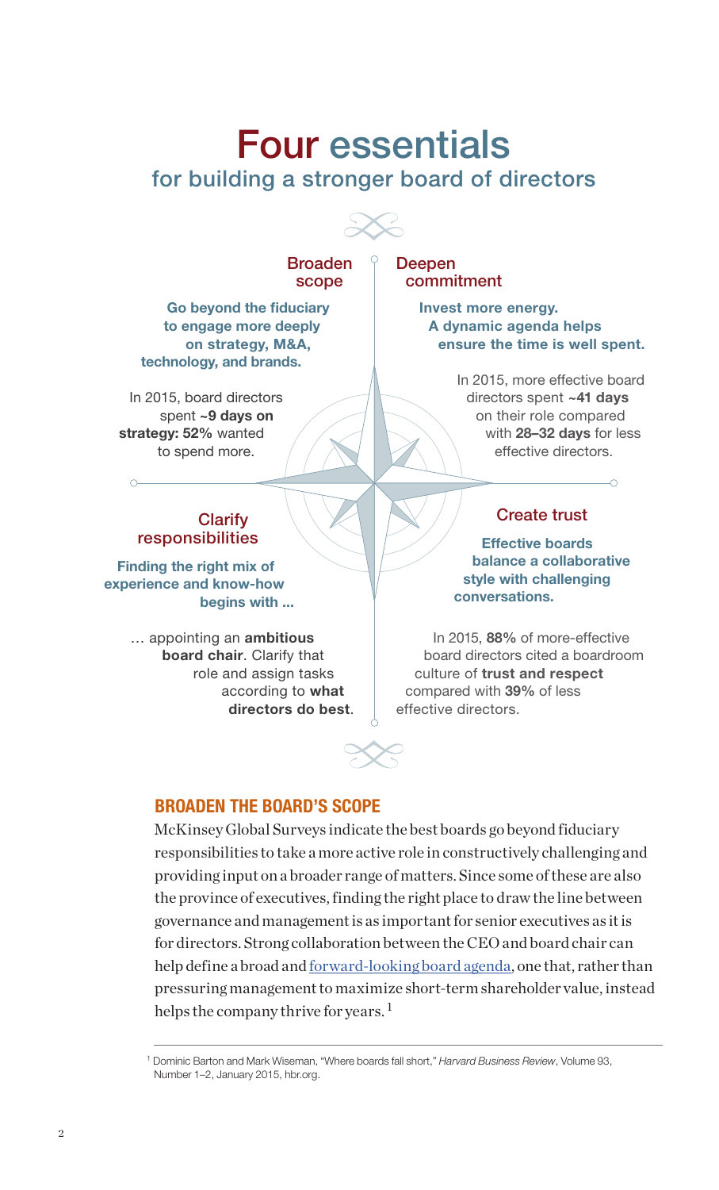# Four essentials
## for building a stronger board of directors

### Broaden scope

**Go beyond the fiduciary to engage more deeply on strategy, M&A, technology, and brands.**

In 2015, board directors spent **~9 days on strategy: 52%** wanted to spend more.

### Deepen commitment

**Invest more energy. A dynamic agenda helps ensure the time is well spent.**

In 2015, more effective board directors spent **~41 days** on their role compared with **28–32 days** for less effective directors.

### Clarify responsibilities

**Finding the right mix of experience and know-how begins with ...**

… appointing an **ambitious board chair**. Clarify that role and assign tasks according to **what directors do best**.

### Create trust

**Effective boards balance a collaborative style with challenging conversations.**

In 2015, **88%** of more-effective board directors cited a boardroom culture of **trust and respect** compared with **39%** of less effective directors.

## BROADEN THE BOARD'S SCOPE

McKinsey Global Surveys indicate the best boards go beyond fiduciary responsibilities to take a more active role in constructively challenging and providing input on a broader range of matters. Since some of these are also the province of executives, finding the right place to draw the line between governance and management is as important for senior executives as it is for directors. Strong collaboration between the CEO and board chair can help define a broad and forward-looking board agenda, one that, rather than pressuring management to maximize short-term shareholder value, instead helps the company thrive for years.[1]

---

[1] Dominic Barton and Mark Wiseman, "Where boards fall short," *Harvard Business Review*, Volume 93, Number 1–2, January 2015, hbr.org.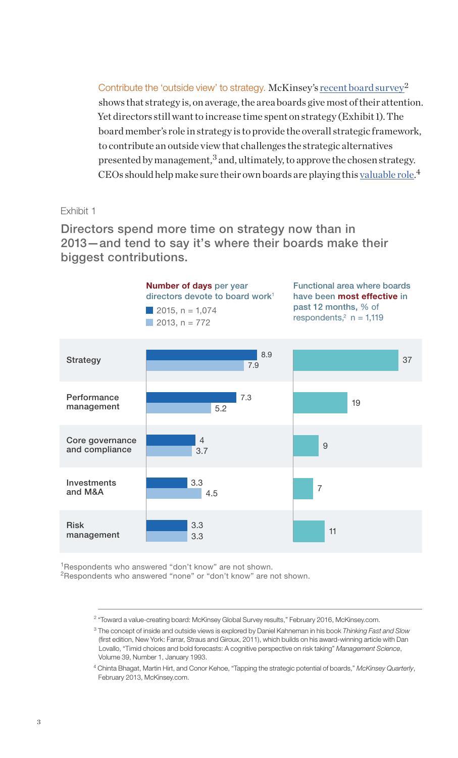**Contribute the 'outside view' to strategy.** McKinsey's recent board survey[2] shows that strategy is, on average, the area boards give most of their attention. Yet directors still want to increase time spent on strategy (Exhibit 1). The board member's role in strategy is to provide the overall strategic framework, to contribute an outside view that challenges the strategic alternatives presented by management,[3] and, ultimately, to approve the chosen strategy. CEOs should help make sure their own boards are playing this valuable role.[4]

Exhibit 1

## Directors spend more time on strategy now than in 2013—and tend to say it's where their boards make their biggest contributions.

| | **Number of days** per year directors devote to board work[1] — 2015, n = 1,074 | **Number of days** per year directors devote to board work[1] — 2013, n = 772 | Functional area where boards have been **most effective** in past 12 months, % of respondents,[2] n = 1,119 |
|---|---|---|---|
| Strategy | 8.9 | 7.9 | 37 |
| Performance management | 7.3 | 5.2 | 19 |
| Core governance and compliance | 4 | 3.7 | 9 |
| Investments and M&A | 3.3 | 4.5 | 7 |
| Risk management | 3.3 | 3.3 | 11 |

[1]Respondents who answered "don't know" are not shown.
[2]Respondents who answered "none" or "don't know" are not shown.

---

[2] "Toward a value-creating board: McKinsey Global Survey results," February 2016, McKinsey.com.

[3] The concept of inside and outside views is explored by Daniel Kahneman in his book *Thinking Fast and Slow* (first edition, New York: Farrar, Straus and Giroux, 2011), which builds on his award-winning article with Dan Lovallo, "Timid choices and bold forecasts: A cognitive perspective on risk taking" *Management Science*, Volume 39, Number 1, January 1993.

[4] Chinta Bhagat, Martin Hirt, and Conor Kehoe, "Tapping the strategic potential of boards," *McKinsey Quarterly*, February 2013, McKinsey.com.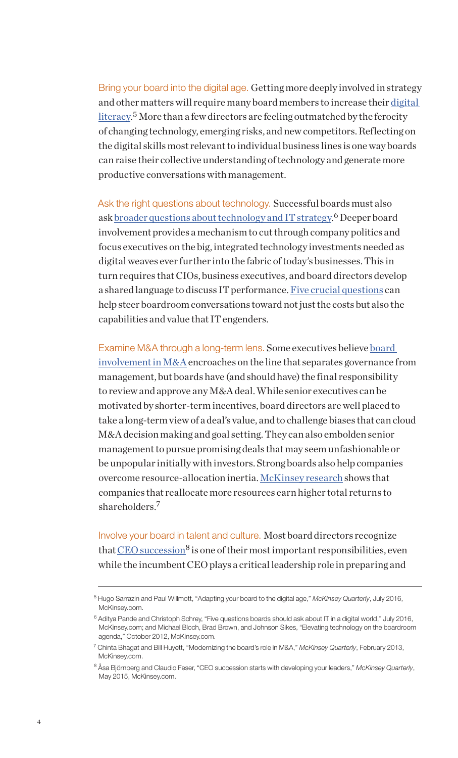Bring your board into the digital age. Getting more deeply involved in strategy and other matters will require many board members to increase their digital literacy.[5] More than a few directors are feeling outmatched by the ferocity of changing technology, emerging risks, and new competitors. Reflecting on the digital skills most relevant to individual business lines is one way boards can raise their collective understanding of technology and generate more productive conversations with management.

Ask the right questions about technology. Successful boards must also ask broader questions about technology and IT strategy.[6] Deeper board involvement provides a mechanism to cut through company politics and focus executives on the big, integrated technology investments needed as digital weaves ever further into the fabric of today's businesses. This in turn requires that CIOs, business executives, and board directors develop a shared language to discuss IT performance. Five crucial questions can help steer boardroom conversations toward not just the costs but also the capabilities and value that IT engenders.

Examine M&A through a long-term lens. Some executives believe board involvement in M&A encroaches on the line that separates governance from management, but boards have (and should have) the final responsibility to review and approve any M&A deal. While senior executives can be motivated by shorter-term incentives, board directors are well placed to take a long-term view of a deal's value, and to challenge biases that can cloud M&A decision making and goal setting. They can also embolden senior management to pursue promising deals that may seem unfashionable or be unpopular initially with investors. Strong boards also help companies overcome resource-allocation inertia. McKinsey research shows that companies that reallocate more resources earn higher total returns to shareholders.[7]

Involve your board in talent and culture. Most board directors recognize that CEO succession[8] is one of their most important responsibilities, even while the incumbent CEO plays a critical leadership role in preparing and

---

[5] Hugo Sarrazin and Paul Willmott, "Adapting your board to the digital age," *McKinsey Quarterly*, July 2016, McKinsey.com.

[6] Aditya Pande and Christoph Schrey, "Five questions boards should ask about IT in a digital world," July 2016, McKinsey.com; and Michael Bloch, Brad Brown, and Johnson Sikes, "Elevating technology on the boardroom agenda," October 2012, McKinsey.com.

[7] Chinta Bhagat and Bill Huyett, "Modernizing the board's role in M&A," *McKinsey Quarterly*, February 2013, McKinsey.com.

[8] Åsa Björnberg and Claudio Feser, "CEO succession starts with developing your leaders," *McKinsey Quarterly*, May 2015, McKinsey.com.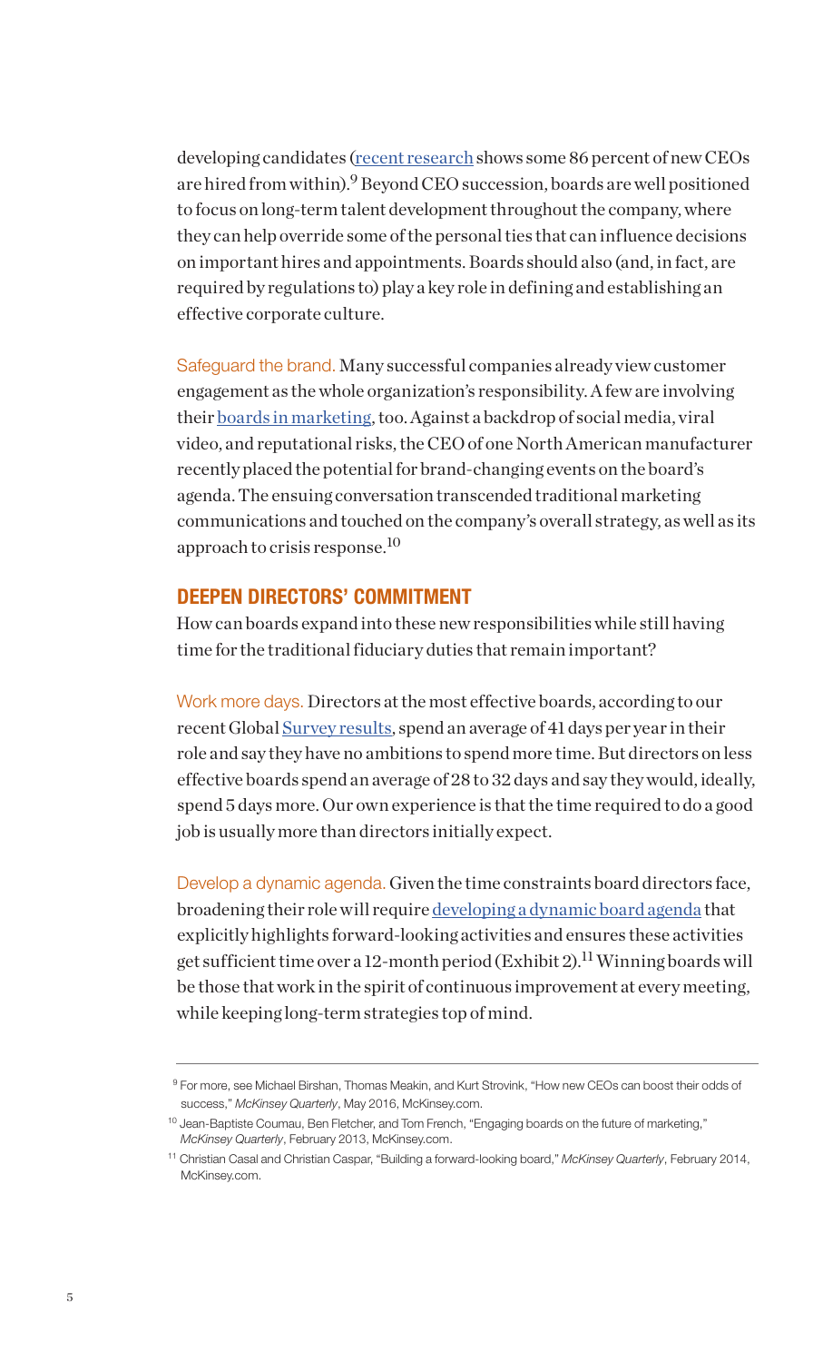developing candidates (recent research shows some 86 percent of new CEOs are hired from within).[9] Beyond CEO succession, boards are well positioned to focus on long-term talent development throughout the company, where they can help override some of the personal ties that can influence decisions on important hires and appointments. Boards should also (and, in fact, are required by regulations to) play a key role in defining and establishing an effective corporate culture.

Safeguard the brand. Many successful companies already view customer engagement as the whole organization's responsibility. A few are involving their boards in marketing, too. Against a backdrop of social media, viral video, and reputational risks, the CEO of one North American manufacturer recently placed the potential for brand-changing events on the board's agenda. The ensuing conversation transcended traditional marketing communications and touched on the company's overall strategy, as well as its approach to crisis response.[10]

## DEEPEN DIRECTORS' COMMITMENT

How can boards expand into these new responsibilities while still having time for the traditional fiduciary duties that remain important?

Work more days. Directors at the most effective boards, according to our recent Global Survey results, spend an average of 41 days per year in their role and say they have no ambitions to spend more time. But directors on less effective boards spend an average of 28 to 32 days and say they would, ideally, spend 5 days more. Our own experience is that the time required to do a good job is usually more than directors initially expect.

Develop a dynamic agenda. Given the time constraints board directors face, broadening their role will require developing a dynamic board agenda that explicitly highlights forward-looking activities and ensures these activities get sufficient time over a 12-month period (Exhibit 2).[11] Winning boards will be those that work in the spirit of continuous improvement at every meeting, while keeping long-term strategies top of mind.

---

[9] For more, see Michael Birshan, Thomas Meakin, and Kurt Strovink, "How new CEOs can boost their odds of success," *McKinsey Quarterly*, May 2016, McKinsey.com.

[10] Jean-Baptiste Coumau, Ben Fletcher, and Tom French, "Engaging boards on the future of marketing," *McKinsey Quarterly*, February 2013, McKinsey.com.

[11] Christian Casal and Christian Caspar, "Building a forward-looking board," *McKinsey Quarterly*, February 2014, McKinsey.com.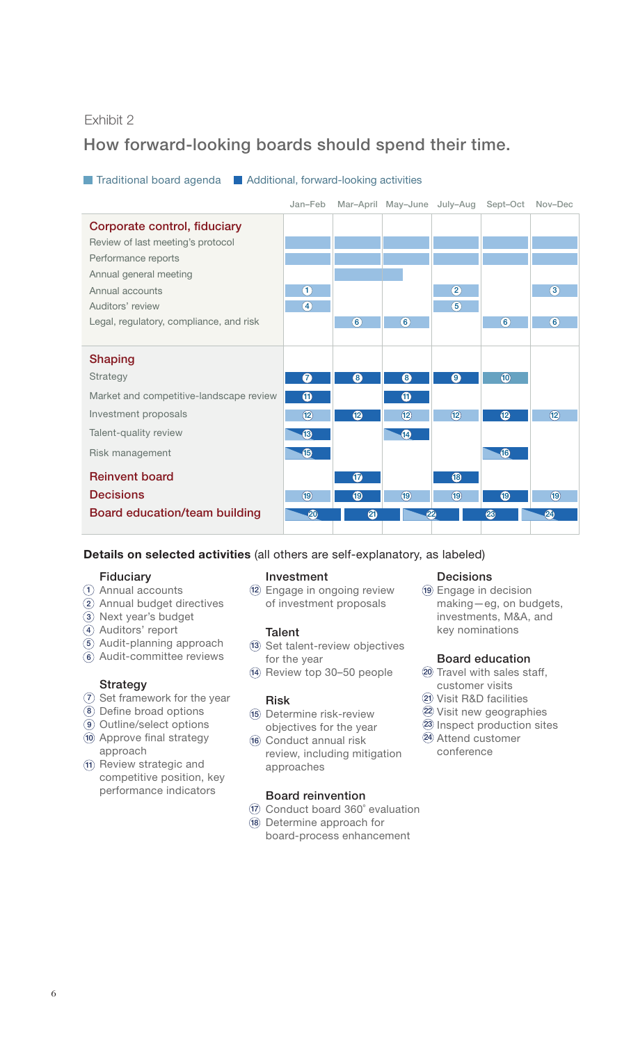Exhibit 2

## How forward-looking boards should spend their time.

Traditional board agenda | Additional, forward-looking activities

| | Jan–Feb | Mar–April | May–June | July–Aug | Sept–Oct | Nov–Dec |
|---|---|---|---|---|---|---|
| **Corporate control, fiduciary** | | | | | | |
| Review of last meeting's protocol | ■ | ■ | ■ | ■ | ■ | ■ |
| Performance reports | ■ | ■ | ■ | ■ | ■ | ■ |
| Annual general meeting | | ■ | ■ | | | |
| Annual accounts | 1 | | | 2 | | 3 |
| Auditors' review | 4 | | | 5 | | |
| Legal, regulatory, compliance, and risk | | 6 | 6 | | 6 | 6 |
| **Shaping** | | | | | | |
| Strategy | 7 | 8 | 8 | 9 | 10 | |
| Market and competitive-landscape review | 11 | | 11 | | | |
| Investment proposals | 12 | 12 | 12 | 12 | 12 | 12 |
| Talent-quality review | 13 | | 14 | | | |
| Risk management | 15 | | | | 16 | |
| **Reinvent board** | | 17 | | 18 | | |
| **Decisions** | 19 | 19 | 19 | 19 | 19 | 19 |
| **Board education/team building** | 20 | 21 | 22 | 23 | 24 | |

**Details on selected activities** (all others are self-explanatory, as labeled)

**Fiduciary**
1. Annual accounts
2. Annual budget directives
3. Next year's budget
4. Auditors' report
5. Audit-planning approach
6. Audit-committee reviews

**Strategy**
7. Set framework for the year
8. Define broad options
9. Outline/select options
10. Approve final strategy approach
11. Review strategic and competitive position, key performance indicators

**Investment**
12. Engage in ongoing review of investment proposals

**Talent**
13. Set talent-review objectives for the year
14. Review top 30–50 people

**Risk**
15. Determine risk-review objectives for the year
16. Conduct annual risk review, including mitigation approaches

**Board reinvention**
17. Conduct board 360° evaluation
18. Determine approach for board-process enhancement

**Decisions**
19. Engage in decision making—eg, on budgets, investments, M&A, and key nominations

**Board education**
20. Travel with sales staff, customer visits
21. Visit R&D facilities
22. Visit new geographies
23. Inspect production sites
24. Attend customer conference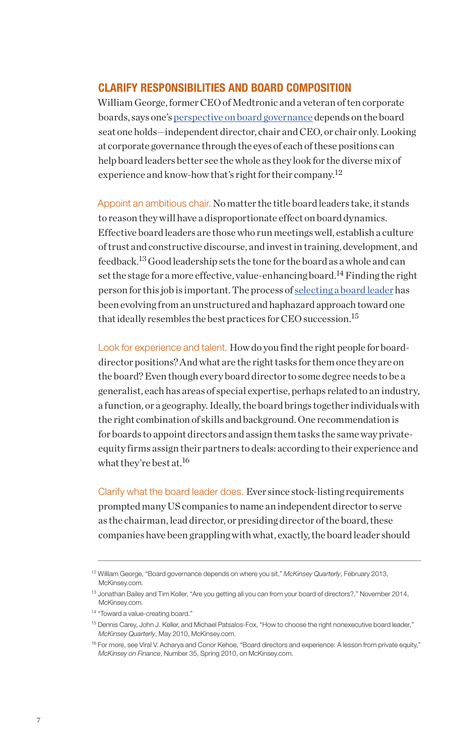## CLARIFY RESPONSIBILITIES AND BOARD COMPOSITION

William George, former CEO of Medtronic and a veteran of ten corporate boards, says one's perspective on board governance depends on the board seat one holds—independent director, chair and CEO, or chair only. Looking at corporate governance through the eyes of each of these positions can help board leaders better see the whole as they look for the diverse mix of experience and know-how that's right for their company.[12]

Appoint an ambitious chair. No matter the title board leaders take, it stands to reason they will have a disproportionate effect on board dynamics. Effective board leaders are those who run meetings well, establish a culture of trust and constructive discourse, and invest in training, development, and feedback.[13] Good leadership sets the tone for the board as a whole and can set the stage for a more effective, value-enhancing board.[14] Finding the right person for this job is important. The process of selecting a board leader has been evolving from an unstructured and haphazard approach toward one that ideally resembles the best practices for CEO succession.[15]

Look for experience and talent. How do you find the right people for board-director positions? And what are the right tasks for them once they are on the board? Even though every board director to some degree needs to be a generalist, each has areas of special expertise, perhaps related to an industry, a function, or a geography. Ideally, the board brings together individuals with the right combination of skills and background. One recommendation is for boards to appoint directors and assign them tasks the same way private-equity firms assign their partners to deals: according to their experience and what they're best at.[16]

Clarify what the board leader does. Ever since stock-listing requirements prompted many US companies to name an independent director to serve as the chairman, lead director, or presiding director of the board, these companies have been grappling with what, exactly, the board leader should

---

[12] William George, "Board governance depends on where you sit," *McKinsey Quarterly*, February 2013, McKinsey.com.

[13] Jonathan Bailey and Tim Koller, "Are you getting all you can from your board of directors?," November 2014, McKinsey.com.

[14] "Toward a value-creating board."

[15] Dennis Carey, John J. Keller, and Michael Patsalos-Fox, "How to choose the right nonexecutive board leader," *McKinsey Quarterly*, May 2010, McKinsey.com.

[16] For more, see Viral V. Acharya and Conor Kehoe, "Board directors and experience: A lesson from private equity," *McKinsey on Finance*, Number 35, Spring 2010, on McKinsey.com.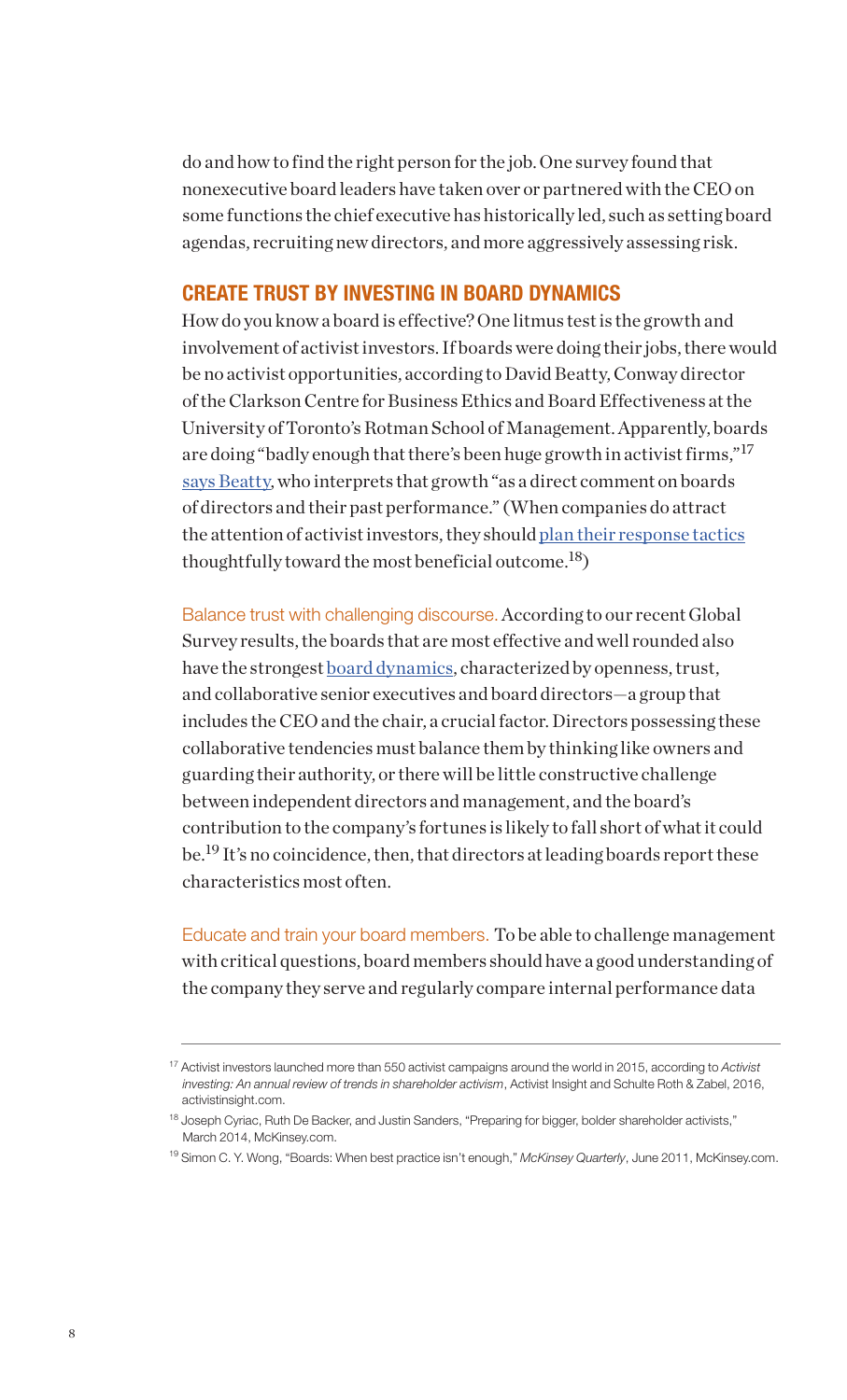do and how to find the right person for the job. One survey found that nonexecutive board leaders have taken over or partnered with the CEO on some functions the chief executive has historically led, such as setting board agendas, recruiting new directors, and more aggressively assessing risk.

## CREATE TRUST BY INVESTING IN BOARD DYNAMICS

How do you know a board is effective? One litmus test is the growth and involvement of activist investors. If boards were doing their jobs, there would be no activist opportunities, according to David Beatty, Conway director of the Clarkson Centre for Business Ethics and Board Effectiveness at the University of Toronto's Rotman School of Management. Apparently, boards are doing "badly enough that there's been huge growth in activist firms,"[17] says Beatty, who interprets that growth "as a direct comment on boards of directors and their past performance." (When companies do attract the attention of activist investors, they should plan their response tactics thoughtfully toward the most beneficial outcome.[18])

Balance trust with challenging discourse. According to our recent Global Survey results, the boards that are most effective and well rounded also have the strongest board dynamics, characterized by openness, trust, and collaborative senior executives and board directors—a group that includes the CEO and the chair, a crucial factor. Directors possessing these collaborative tendencies must balance them by thinking like owners and guarding their authority, or there will be little constructive challenge between independent directors and management, and the board's contribution to the company's fortunes is likely to fall short of what it could be.[19] It's no coincidence, then, that directors at leading boards report these characteristics most often.

Educate and train your board members. To be able to challenge management with critical questions, board members should have a good understanding of the company they serve and regularly compare internal performance data

---

[17] Activist investors launched more than 550 activist campaigns around the world in 2015, according to *Activist investing: An annual review of trends in shareholder activism*, Activist Insight and Schulte Roth & Zabel, 2016, activistinsight.com.

[18] Joseph Cyriac, Ruth De Backer, and Justin Sanders, "Preparing for bigger, bolder shareholder activists," March 2014, McKinsey.com.

[19] Simon C. Y. Wong, "Boards: When best practice isn't enough," *McKinsey Quarterly*, June 2011, McKinsey.com.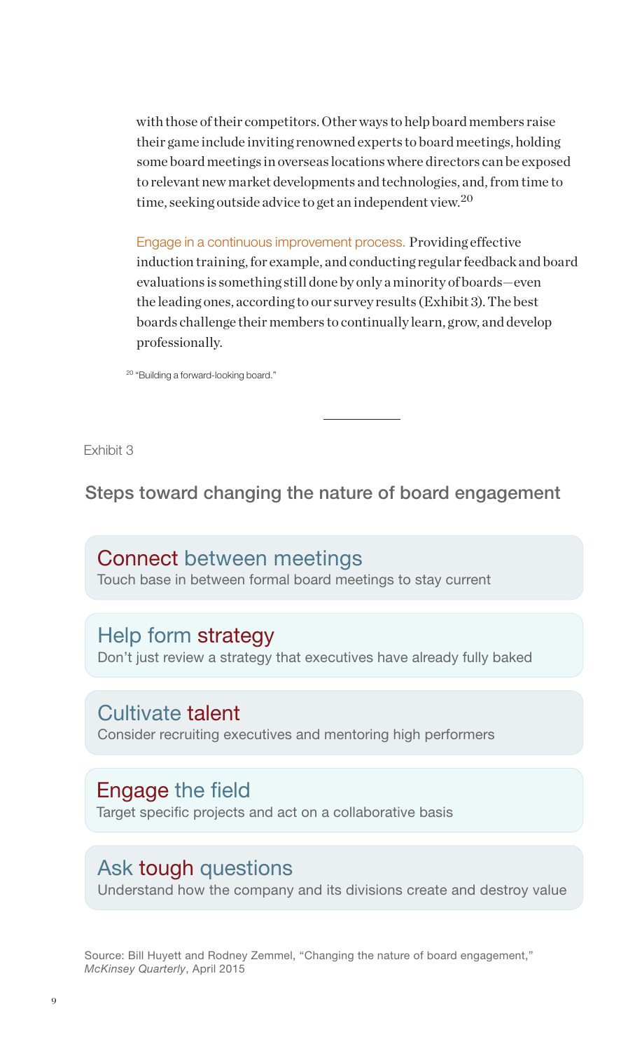with those of their competitors. Other ways to help board members raise their game include inviting renowned experts to board meetings, holding some board meetings in overseas locations where directors can be exposed to relevant new market developments and technologies, and, from time to time, seeking outside advice to get an independent view.[20]

Engage in a continuous improvement process. Providing effective induction training, for example, and conducting regular feedback and board evaluations is something still done by only a minority of boards—even the leading ones, according to our survey results (Exhibit 3). The best boards challenge their members to continually learn, grow, and develop professionally.

[20] "Building a forward-looking board."

---

Exhibit 3

## Steps toward changing the nature of board engagement

**Connect between meetings**
Touch base in between formal board meetings to stay current

**Help form strategy**
Don't just review a strategy that executives have already fully baked

**Cultivate talent**
Consider recruiting executives and mentoring high performers

**Engage the field**
Target specific projects and act on a collaborative basis

**Ask tough questions**
Understand how the company and its divisions create and destroy value

Source: Bill Huyett and Rodney Zemmel, "Changing the nature of board engagement," *McKinsey Quarterly*, April 2015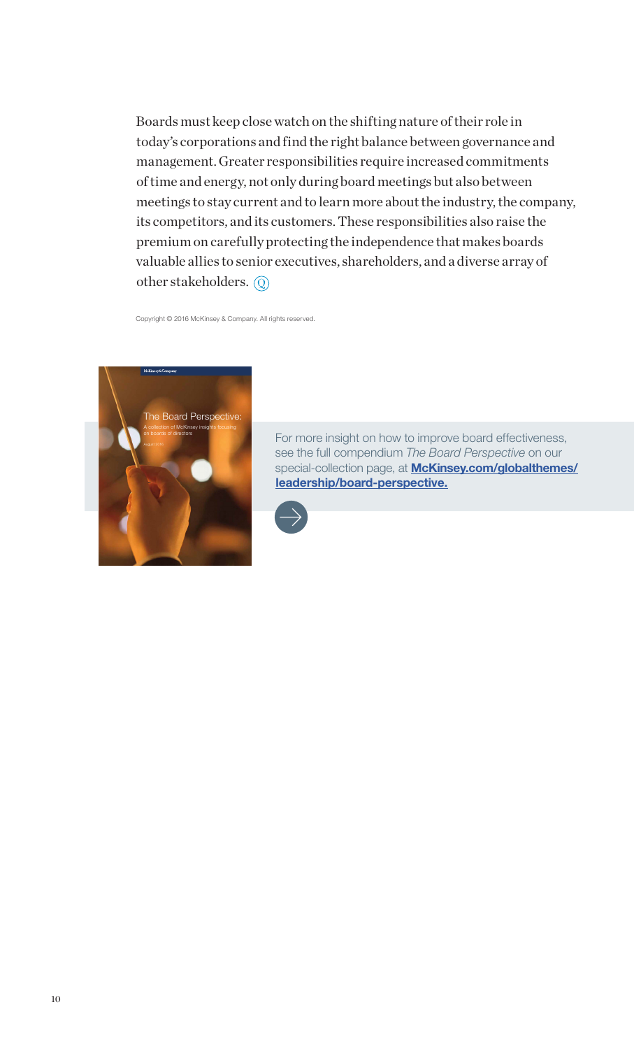Boards must keep close watch on the shifting nature of their role in today's corporations and find the right balance between governance and management. Greater responsibilities require increased commitments of time and energy, not only during board meetings but also between meetings to stay current and to learn more about the industry, the company, its competitors, and its customers. These responsibilities also raise the premium on carefully protecting the independence that makes boards valuable allies to senior executives, shareholders, and a diverse array of other stakeholders.

Copyright © 2016 McKinsey & Company. All rights reserved.

For more insight on how to improve board effectiveness, see the full compendium *The Board Perspective* on our special-collection page, at **McKinsey.com/globalthemes/leadership/board-perspective.**